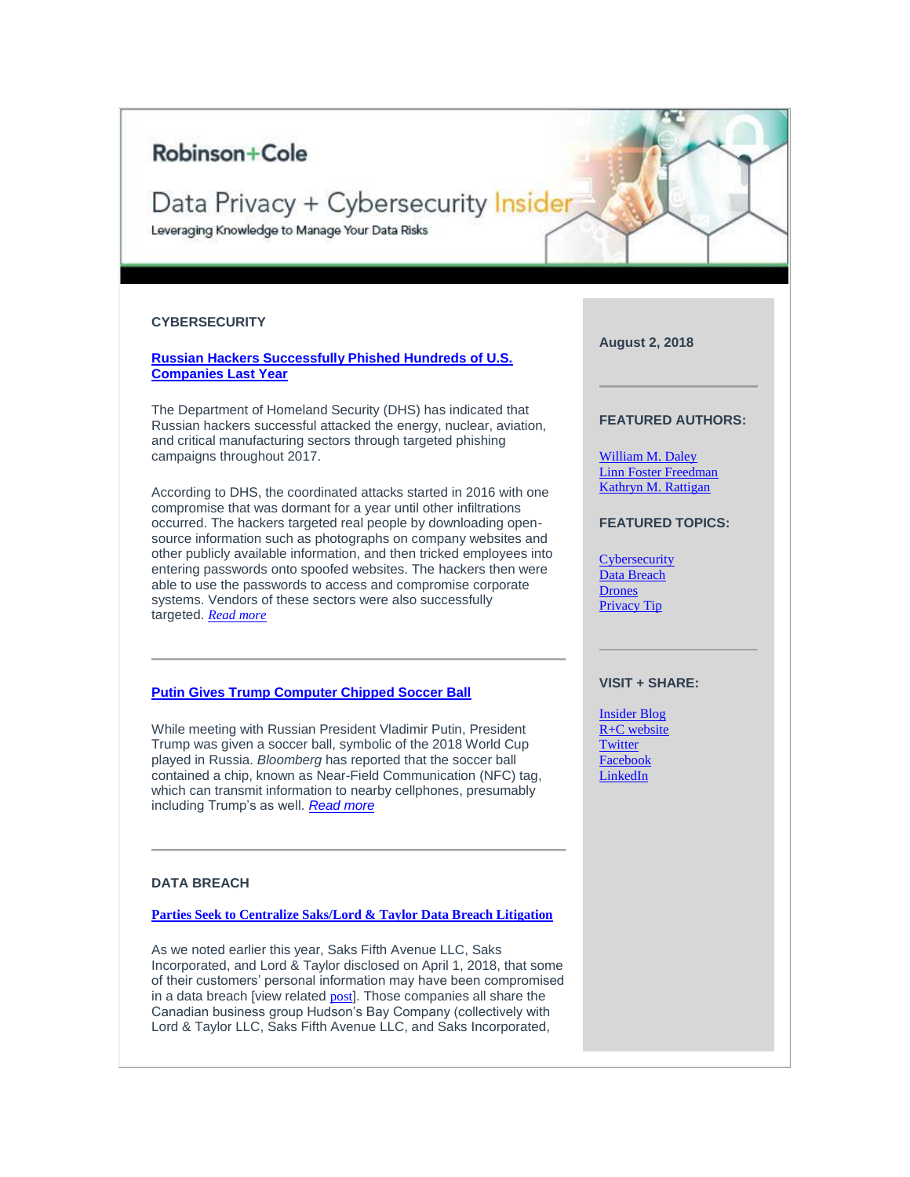Robinson+Cole

# Data Privacy + Cybersecurity Insider

Leveraging Knowledge to Manage Your Data Risks

## CYBERSECURITY

### Russian Hackers Successfully Phished Hundreds of U.S. Companies Last Year

The Department of Homeland Security (DHS) has indicated that Russian hackers successful attacked the energy, nuclear, aviation, and critical manufacturing sectors through targeted phishing campaigns throughout 2017.

According to DHS, the coordinated attacks started in 2016 with one compromise that was dormant for a year until other infiltrations occurred. The hackers targeted real people by downloading open-source information such as photographs on company websites and other publicly available information, and then tricked employees into entering passwords onto spoofed websites. The hackers then were able to use the passwords to access and compromise corporate systems. Vendors of these sectors were also successfully targeted. *Read more*

---

### Putin Gives Trump Computer Chipped Soccer Ball

While meeting with Russian President Vladimir Putin, President Trump was given a soccer ball, symbolic of the 2018 World Cup played in Russia. *Bloomberg* has reported that the soccer ball contained a chip, known as Near-Field Communication (NFC) tag, which can transmit information to nearby cellphones, presumably including Trump's as well. *Read more*

---

## DATA BREACH

### Parties Seek to Centralize Saks/Lord & Taylor Data Breach Litigation

As we noted earlier this year, Saks Fifth Avenue LLC, Saks Incorporated, and Lord & Taylor disclosed on April 1, 2018, that some of their customers' personal information may have been compromised in a data breach [view related post]. Those companies all share the Canadian business group Hudson's Bay Company (collectively with Lord & Taylor LLC, Saks Fifth Avenue LLC, and Saks Incorporated,

**August 2, 2018**

---

**FEATURED AUTHORS:**

William M. Daley
Linn Foster Freedman
Kathryn M. Rattigan

**FEATURED TOPICS:**

Cybersecurity
Data Breach
Drones
Privacy Tip

---

**VISIT + SHARE:**

Insider Blog
R+C website
Twitter
Facebook
LinkedIn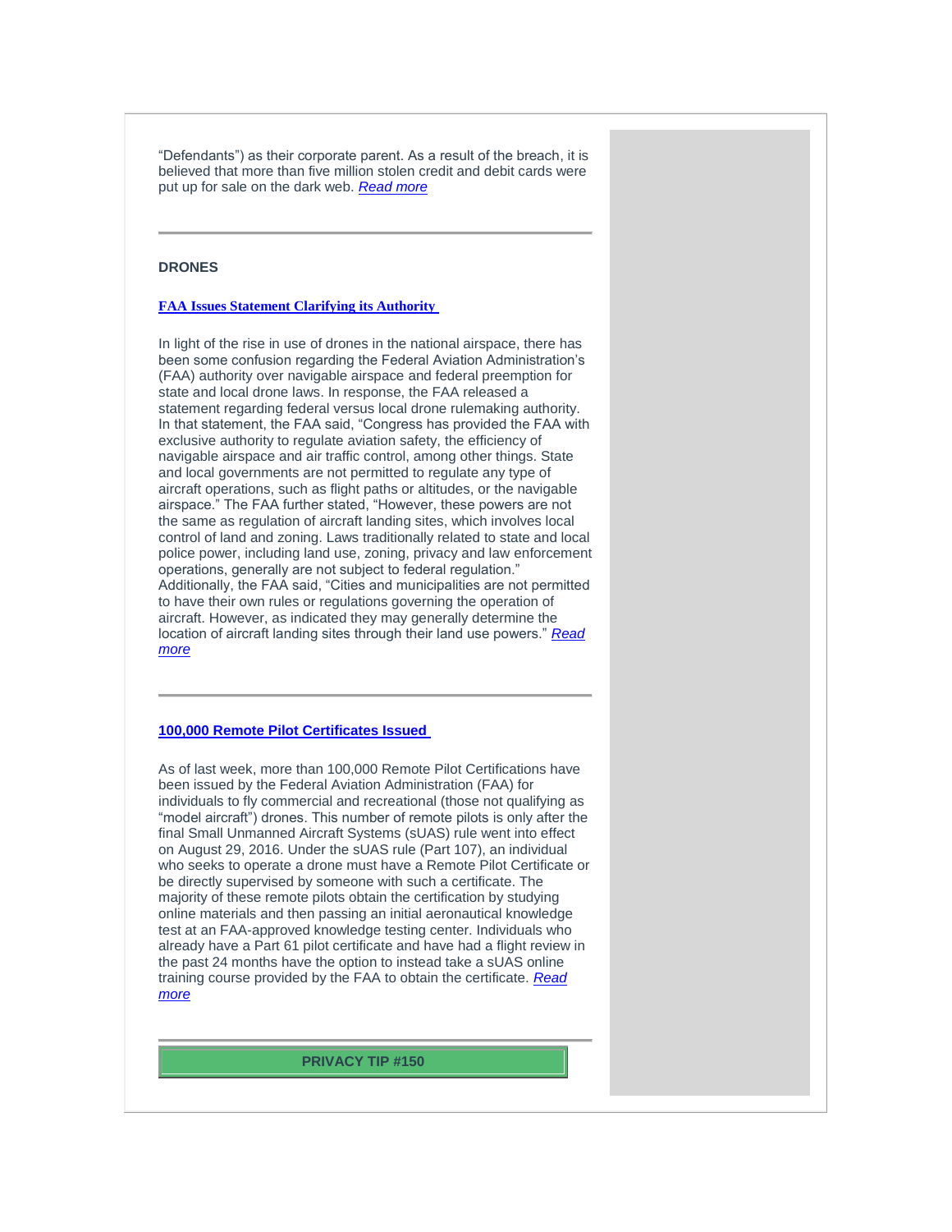"Defendants") as their corporate parent. As a result of the breach, it is believed that more than five million stolen credit and debit cards were put up for sale on the dark web. *Read more*

---

## DRONES

### FAA Issues Statement Clarifying its Authority

In light of the rise in use of drones in the national airspace, there has been some confusion regarding the Federal Aviation Administration's (FAA) authority over navigable airspace and federal preemption for state and local drone laws. In response, the FAA released a statement regarding federal versus local drone rulemaking authority. In that statement, the FAA said, "Congress has provided the FAA with exclusive authority to regulate aviation safety, the efficiency of navigable airspace and air traffic control, among other things. State and local governments are not permitted to regulate any type of aircraft operations, such as flight paths or altitudes, or the navigable airspace." The FAA further stated, "However, these powers are not the same as regulation of aircraft landing sites, which involves local control of land and zoning. Laws traditionally related to state and local police power, including land use, zoning, privacy and law enforcement operations, generally are not subject to federal regulation." Additionally, the FAA said, "Cities and municipalities are not permitted to have their own rules or regulations governing the operation of aircraft. However, as indicated they may generally determine the location of aircraft landing sites through their land use powers." *Read more*

---

### 100,000 Remote Pilot Certificates Issued

As of last week, more than 100,000 Remote Pilot Certifications have been issued by the Federal Aviation Administration (FAA) for individuals to fly commercial and recreational (those not qualifying as "model aircraft") drones. This number of remote pilots is only after the final Small Unmanned Aircraft Systems (sUAS) rule went into effect on August 29, 2016. Under the sUAS rule (Part 107), an individual who seeks to operate a drone must have a Remote Pilot Certificate or be directly supervised by someone with such a certificate. The majority of these remote pilots obtain the certification by studying online materials and then passing an initial aeronautical knowledge test at an FAA-approved knowledge testing center. Individuals who already have a Part 61 pilot certificate and have had a flight review in the past 24 months have the option to instead take a sUAS online training course provided by the FAA to obtain the certificate. *Read more*

---

**PRIVACY TIP #150**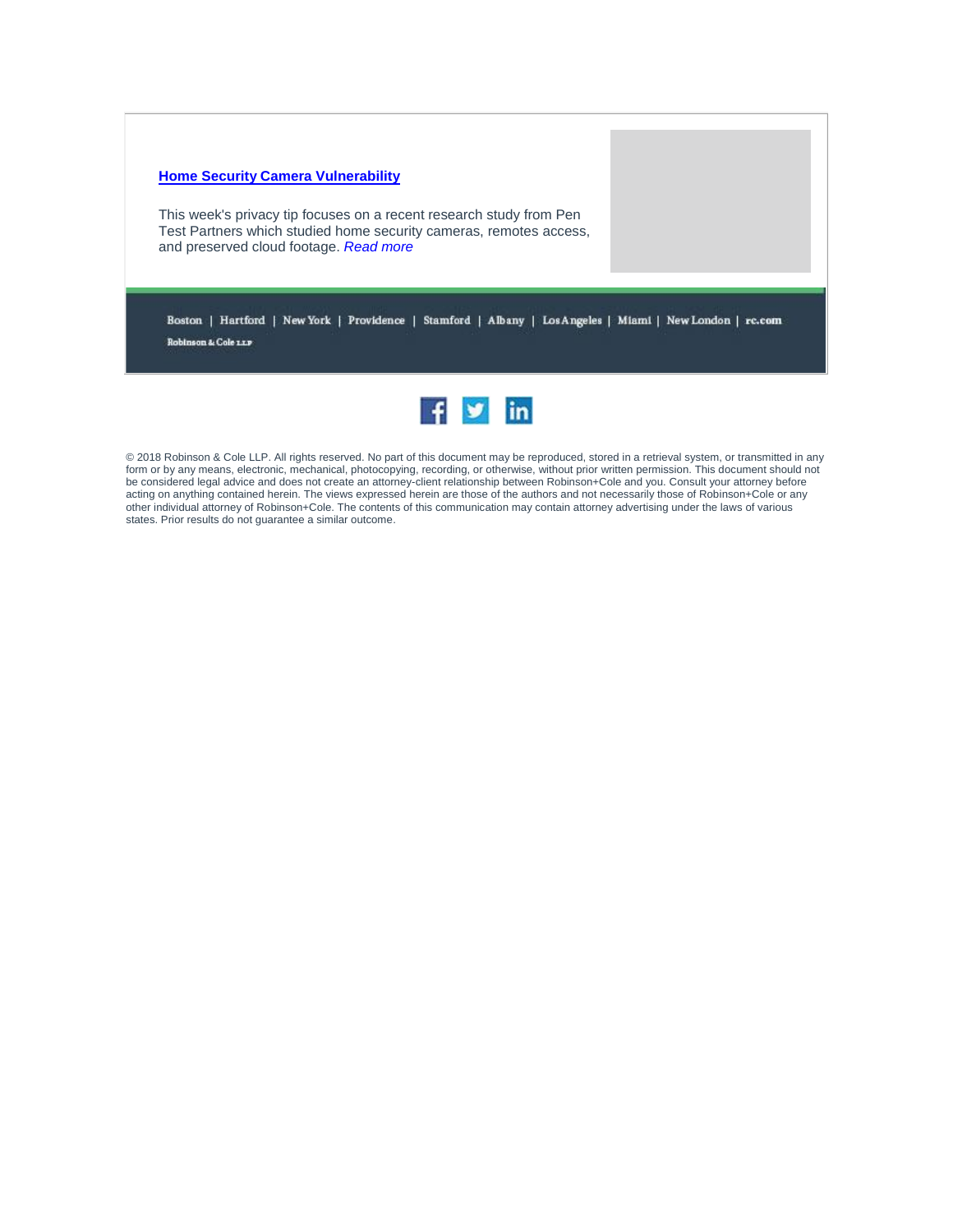**Home Security Camera Vulnerability**

This week's privacy tip focuses on a recent research study from Pen Test Partners which studied home security cameras, remotes access, and preserved cloud footage. *Read more*

Boston | Hartford | New York | Providence | Stamford | Albany | Los Angeles | Miami | New London | rc.com

Robinson & Cole LLP

© 2018 Robinson & Cole LLP. All rights reserved. No part of this document may be reproduced, stored in a retrieval system, or transmitted in any form or by any means, electronic, mechanical, photocopying, recording, or otherwise, without prior written permission. This document should not be considered legal advice and does not create an attorney-client relationship between Robinson+Cole and you. Consult your attorney before acting on anything contained herein. The views expressed herein are those of the authors and not necessarily those of Robinson+Cole or any other individual attorney of Robinson+Cole. The contents of this communication may contain attorney advertising under the laws of various states. Prior results do not guarantee a similar outcome.